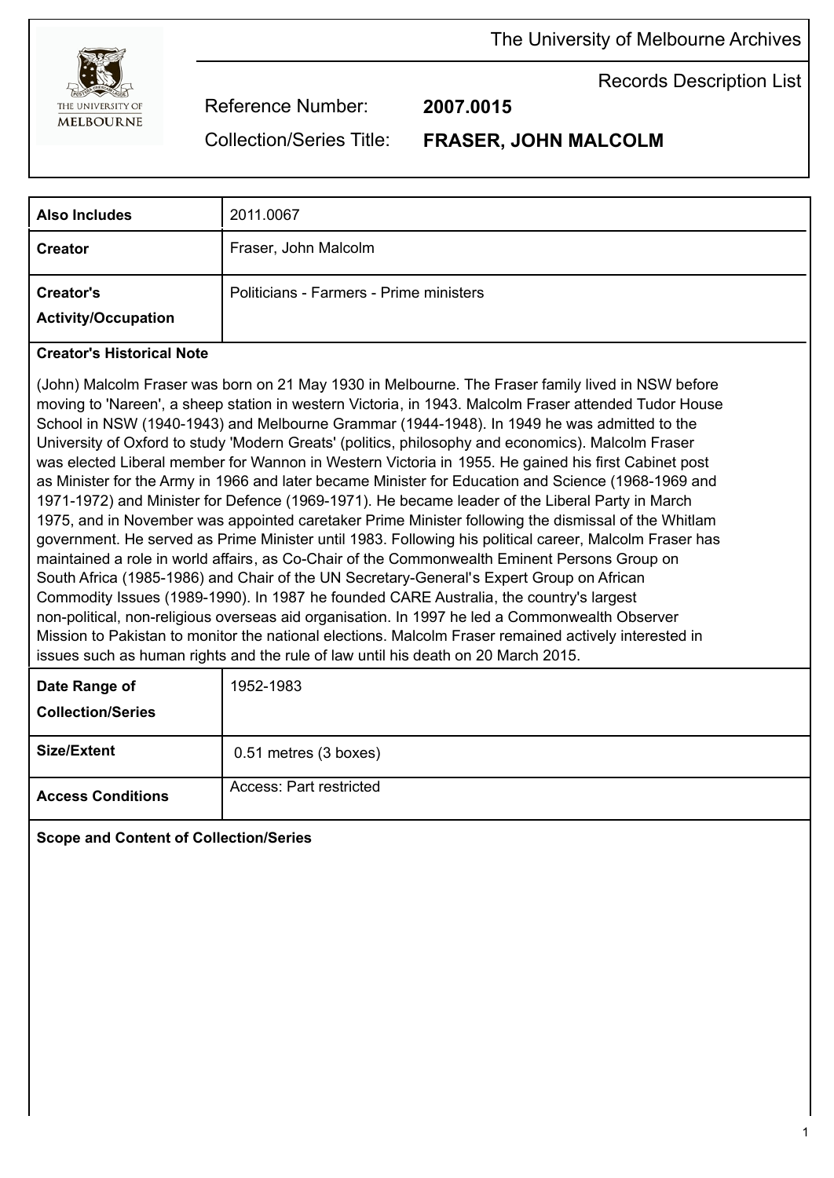The University of Melbourne Archives

Records Description List

Reference Number: **2007.0015**

Collection/Series Title: **FRASER, JOHN MALCOLM**

| **Also Includes** | 2011.0067 |
|---|---|
| **Creator** | Fraser, John Malcolm |
| **Creator's Activity/Occupation** | Politicians - Farmers - Prime ministers |

**Creator's Historical Note**

(John) Malcolm Fraser was born on 21 May 1930 in Melbourne. The Fraser family lived in NSW before moving to 'Nareen', a sheep station in western Victoria, in 1943. Malcolm Fraser attended Tudor House School in NSW (1940-1943) and Melbourne Grammar (1944-1948). In 1949 he was admitted to the University of Oxford to study 'Modern Greats' (politics, philosophy and economics). Malcolm Fraser was elected Liberal member for Wannon in Western Victoria in 1955. He gained his first Cabinet post as Minister for the Army in 1966 and later became Minister for Education and Science (1968-1969 and 1971-1972) and Minister for Defence (1969-1971). He became leader of the Liberal Party in March 1975, and in November was appointed caretaker Prime Minister following the dismissal of the Whitlam government. He served as Prime Minister until 1983. Following his political career, Malcolm Fraser has maintained a role in world affairs, as Co-Chair of the Commonwealth Eminent Persons Group on South Africa (1985-1986) and Chair of the UN Secretary-General's Expert Group on African Commodity Issues (1989-1990). In 1987 he founded CARE Australia, the country's largest non-political, non-religious overseas aid organisation. In 1997 he led a Commonwealth Observer Mission to Pakistan to monitor the national elections. Malcolm Fraser remained actively interested in issues such as human rights and the rule of law until his death on 20 March 2015.

| **Date Range of Collection/Series** | 1952-1983 |
|---|---|
| **Size/Extent** | 0.51 metres (3 boxes) |
| **Access Conditions** | Access: Part restricted |

**Scope and Content of Collection/Series**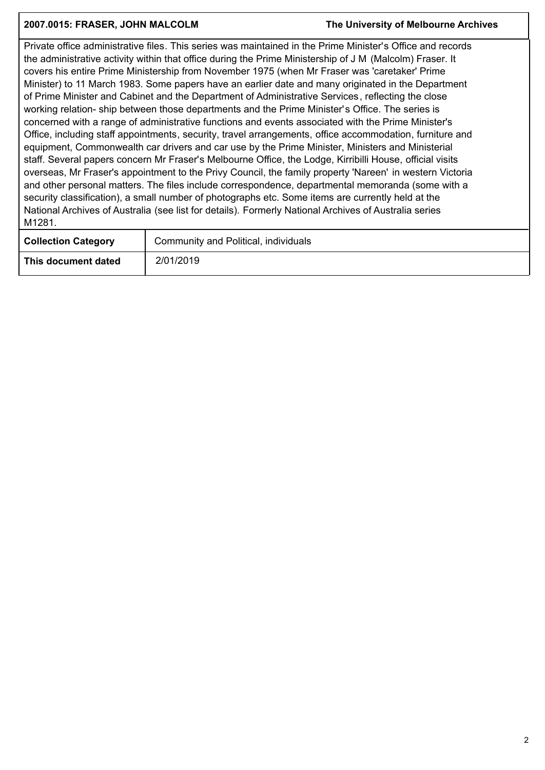Private office administrative files. This series was maintained in the Prime Minister's Office and records the administrative activity within that office during the Prime Ministership of J M (Malcolm) Fraser. It covers his entire Prime Ministership from November 1975 (when Mr Fraser was 'caretaker' Prime Minister) to 11 March 1983. Some papers have an earlier date and many originated in the Department of Prime Minister and Cabinet and the Department of Administrative Services, reflecting the close working relation- ship between those departments and the Prime Minister's Office. The series is concerned with a range of administrative functions and events associated with the Prime Minister's Office, including staff appointments, security, travel arrangements, office accommodation, furniture and equipment, Commonwealth car drivers and car use by the Prime Minister, Ministers and Ministerial staff. Several papers concern Mr Fraser's Melbourne Office, the Lodge, Kirribilli House, official visits overseas, Mr Fraser's appointment to the Privy Council, the family property 'Nareen' in western Victoria and other personal matters. The files include correspondence, departmental memoranda (some with a security classification), a small number of photographs etc. Some items are currently held at the National Archives of Australia (see list for details). Formerly National Archives of Australia series M1281.

| | |
|---|---|
| **Collection Category** | Community and Political, individuals |
| **This document dated** | 2/01/2019 |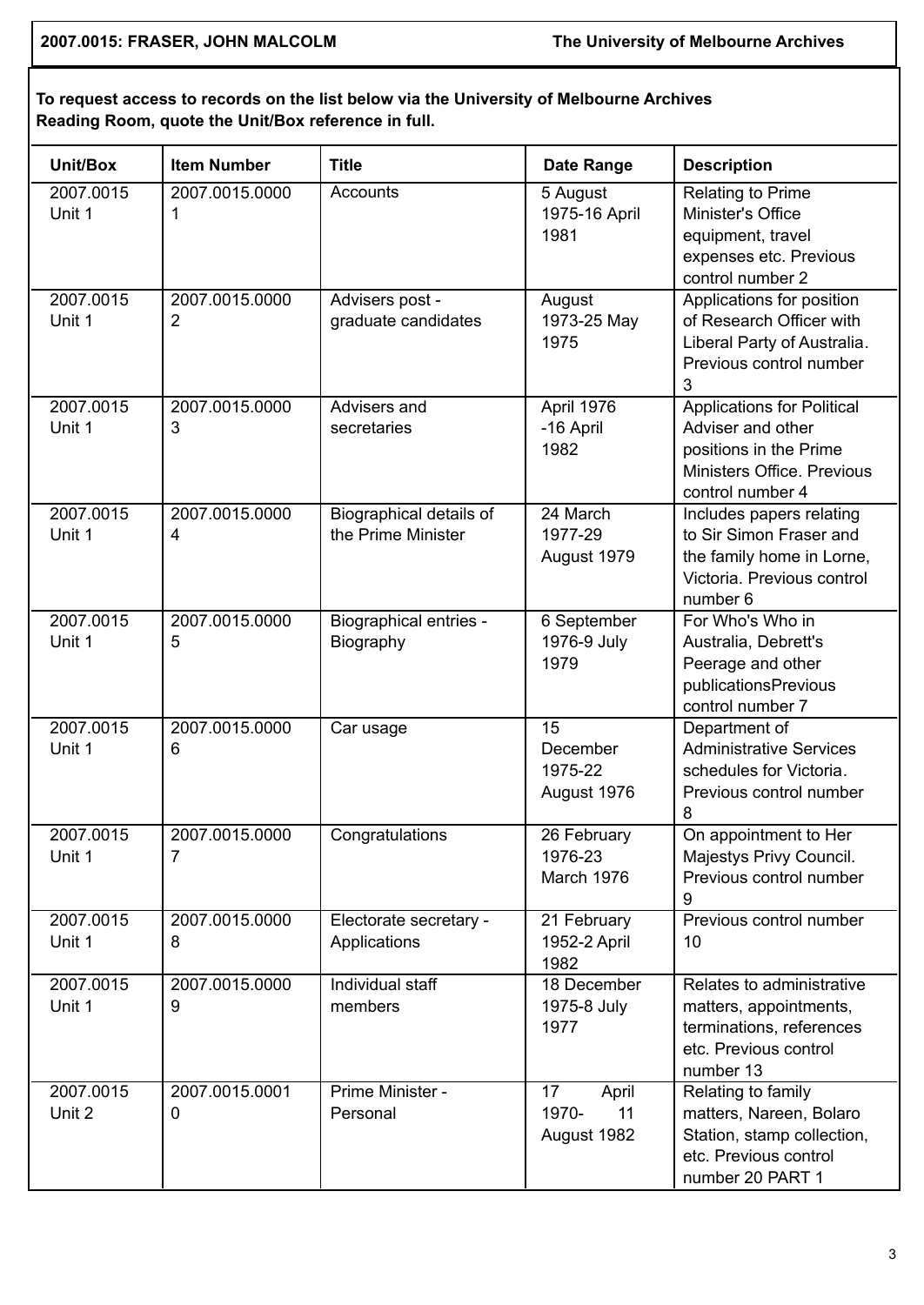**To request access to records on the list below via the University of Melbourne Archives Reading Room, quote the Unit/Box reference in full.**

| Unit/Box | Item Number | Title | Date Range | Description |
|---|---|---|---|---|
| 2007.0015 Unit 1 | 2007.0015.00001 | Accounts | 5 August 1975-16 April 1981 | Relating to Prime Minister's Office equipment, travel expenses etc. Previous control number 2 |
| 2007.0015 Unit 1 | 2007.0015.00002 | Advisers post - graduate candidates | August 1973-25 May 1975 | Applications for position of Research Officer with Liberal Party of Australia. Previous control number 3 |
| 2007.0015 Unit 1 | 2007.0015.00003 | Advisers and secretaries | April 1976 -16 April 1982 | Applications for Political Adviser and other positions in the Prime Ministers Office. Previous control number 4 |
| 2007.0015 Unit 1 | 2007.0015.00004 | Biographical details of the Prime Minister | 24 March 1977-29 August 1979 | Includes papers relating to Sir Simon Fraser and the family home in Lorne, Victoria. Previous control number 6 |
| 2007.0015 Unit 1 | 2007.0015.00005 | Biographical entries - Biography | 6 September 1976-9 July 1979 | For Who's Who in Australia, Debrett's Peerage and other publicationsPrevious control number 7 |
| 2007.0015 Unit 1 | 2007.0015.00006 | Car usage | 15 December 1975-22 August 1976 | Department of Administrative Services schedules for Victoria. Previous control number 8 |
| 2007.0015 Unit 1 | 2007.0015.00007 | Congratulations | 26 February 1976-23 March 1976 | On appointment to Her Majestys Privy Council. Previous control number 9 |
| 2007.0015 Unit 1 | 2007.0015.00008 | Electorate secretary - Applications | 21 February 1952-2 April 1982 | Previous control number 10 |
| 2007.0015 Unit 1 | 2007.0015.00009 | Individual staff members | 18 December 1975-8 July 1977 | Relates to administrative matters, appointments, terminations, references etc. Previous control number 13 |
| 2007.0015 Unit 2 | 2007.0015.00010 | Prime Minister - Personal | 17 April 1970- 11 August 1982 | Relating to family matters, Nareen, Bolaro Station, stamp collection, etc. Previous control number 20 PART 1 |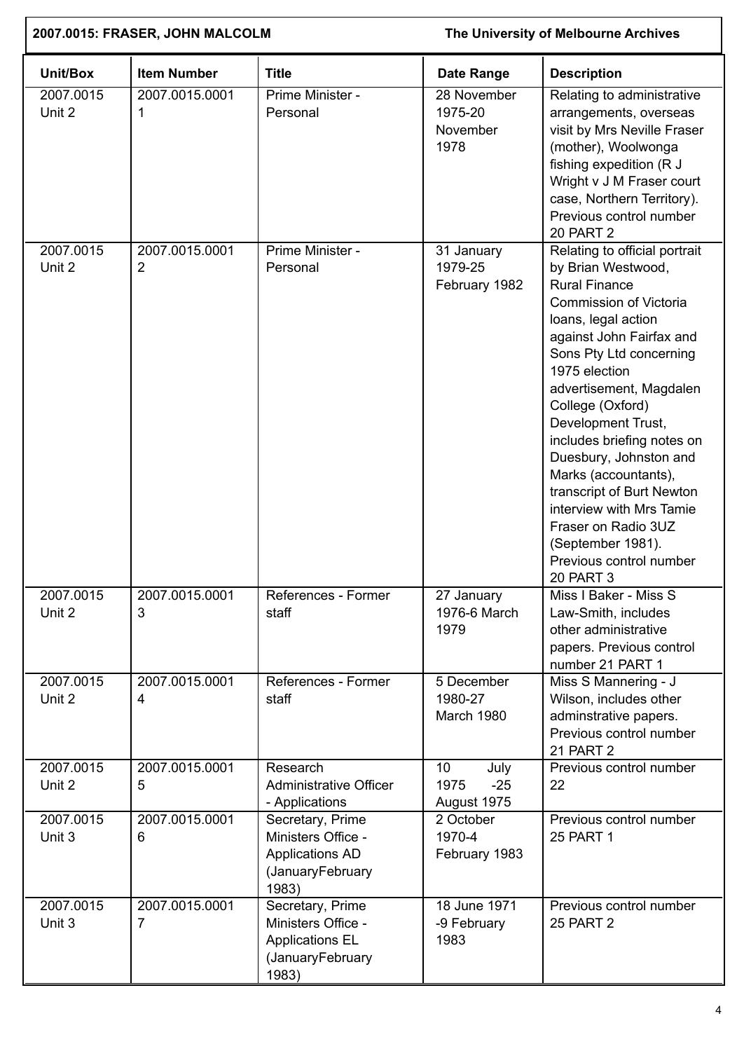| Unit/Box | Item Number | Title | Date Range | Description |
|---|---|---|---|---|
| 2007.0015 Unit 2 | 2007.0015.0001 1 | Prime Minister - Personal | 28 November 1975-20 November 1978 | Relating to administrative arrangements, overseas visit by Mrs Neville Fraser (mother), Woolwonga fishing expedition (R J Wright v J M Fraser court case, Northern Territory). Previous control number 20 PART 2 |
| 2007.0015 Unit 2 | 2007.0015.0001 2 | Prime Minister - Personal | 31 January 1979-25 February 1982 | Relating to official portrait by Brian Westwood, Rural Finance Commission of Victoria loans, legal action against John Fairfax and Sons Pty Ltd concerning 1975 election advertisement, Magdalen College (Oxford) Development Trust, includes briefing notes on Duesbury, Johnston and Marks (accountants), transcript of Burt Newton interview with Mrs Tamie Fraser on Radio 3UZ (September 1981). Previous control number 20 PART 3 |
| 2007.0015 Unit 2 | 2007.0015.0001 3 | References - Former staff | 27 January 1976-6 March 1979 | Miss I Baker - Miss S Law-Smith, includes other administrative papers. Previous control number 21 PART 1 |
| 2007.0015 Unit 2 | 2007.0015.0001 4 | References - Former staff | 5 December 1980-27 March 1980 | Miss S Mannering - J Wilson, includes other adminstrative papers. Previous control number 21 PART 2 |
| 2007.0015 Unit 2 | 2007.0015.0001 5 | Research Administrative Officer - Applications | 10 July 1975 -25 August 1975 | Previous control number 22 |
| 2007.0015 Unit 3 | 2007.0015.0001 6 | Secretary, Prime Ministers Office - Applications AD (JanuaryFebruary 1983) | 2 October 1970-4 February 1983 | Previous control number 25 PART 1 |
| 2007.0015 Unit 3 | 2007.0015.0001 7 | Secretary, Prime Ministers Office - Applications EL (JanuaryFebruary 1983) | 18 June 1971 -9 February 1983 | Previous control number 25 PART 2 |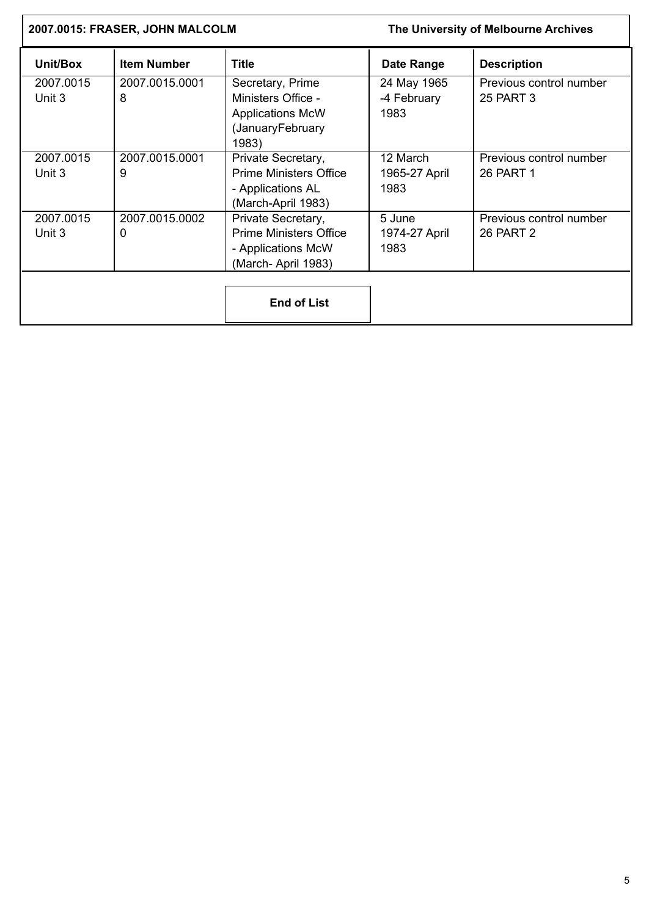| Unit/Box | Item Number | Title | Date Range | Description |
|---|---|---|---|---|
| 2007.0015 Unit 3 | 2007.0015.00018 | Secretary, Prime Ministers Office - Applications McW (JanuaryFebruary 1983) | 24 May 1965 -4 February 1983 | Previous control number 25 PART 3 |
| 2007.0015 Unit 3 | 2007.0015.00019 | Private Secretary, Prime Ministers Office - Applications AL (March-April 1983) | 12 March 1965-27 April 1983 | Previous control number 26 PART 1 |
| 2007.0015 Unit 3 | 2007.0015.00020 | Private Secretary, Prime Ministers Office - Applications McW (March- April 1983) | 5 June 1974-27 April 1983 | Previous control number 26 PART 2 |

**End of List**